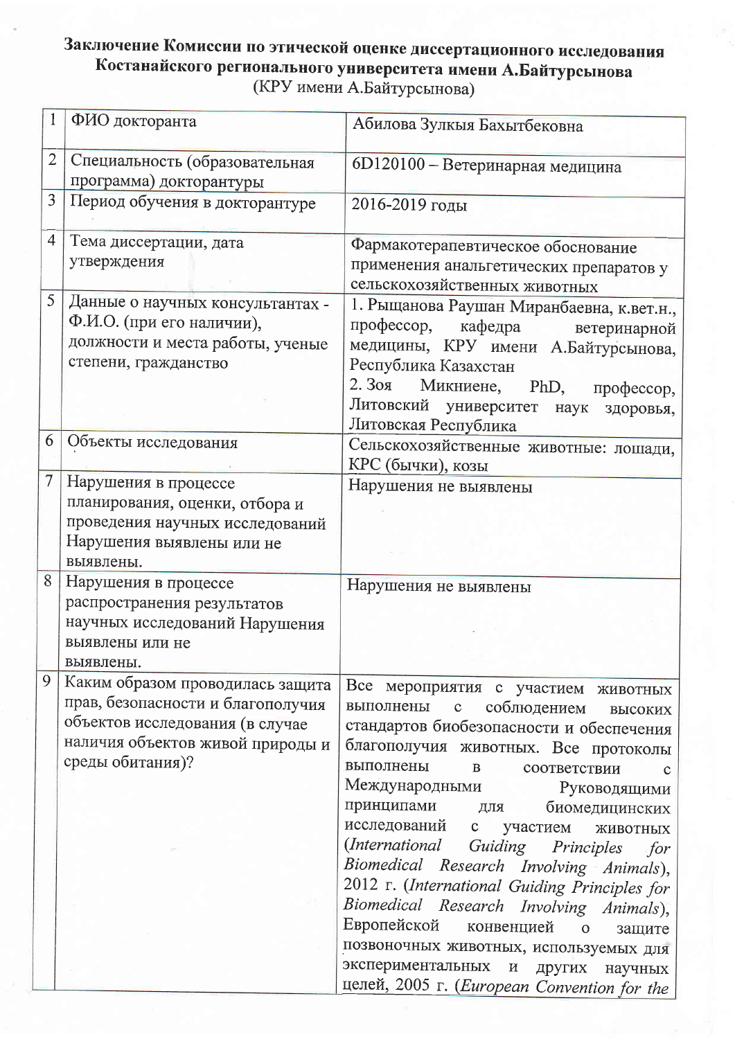**Заключение Комиссии по этической оценке диссертационного исследования Костанайского регионального университета имени А.Байтурсынова**

(КРУ имени А.Байтурсынова)

| | | |
|---|---|---|
| 1 | ФИО докторанта | Абилова Зулкыя Бахытбековна |
| 2 | Специальность (образовательная программа) докторантуры | 6D120100 – Ветеринарная медицина |
| 3 | Период обучения в докторантуре | 2016-2019 годы |
| 4 | Тема диссертации, дата утверждения | Фармакотерапевтическое обоснование применения анальгетических препаратов у сельскохозяйственных животных |
| 5 | Данные о научных консультантах - Ф.И.О. (при его наличии), должности и места работы, ученые степени, гражданство | 1. Рыщанова Раушан Миранбаевна, к.вет.н., профессор, кафедра ветеринарной медицины, КРУ имени А.Байтурсынова, Республика Казахстан<br>2. Зоя Микниене, PhD, профессор, Литовский университет наук здоровья, Литовская Республика |
| 6 | Объекты исследования | Сельскохозяйственные животные: лошади, КРС (бычки), козы |
| 7 | Нарушения в процессе планирования, оценки, отбора и проведения научных исследований Нарушения выявлены или не выявлены. | Нарушения не выявлены |
| 8 | Нарушения в процессе распространения результатов научных исследований Нарушения выявлены или не выявлены. | Нарушения не выявлены |
| 9 | Каким образом проводилась защита прав, безопасности и благополучия объектов исследования (в случае наличия объектов живой природы и среды обитания)? | Все мероприятия с участием животных выполнены с соблюдением высоких стандартов биобезопасности и обеспечения благополучия животных. Все протоколы выполнены в соответствии с Международными Руководящими принципами для биомедицинских исследований с участием животных (*International Guiding Principles for Biomedical Research Involving Animals*), 2012 г. (*International Guiding Principles for Biomedical Research Involving Animals*), Европейской конвенцией о защите позвоночных животных, используемых для экспериментальных и других научных целей, 2005 г. (*European Convention for the* |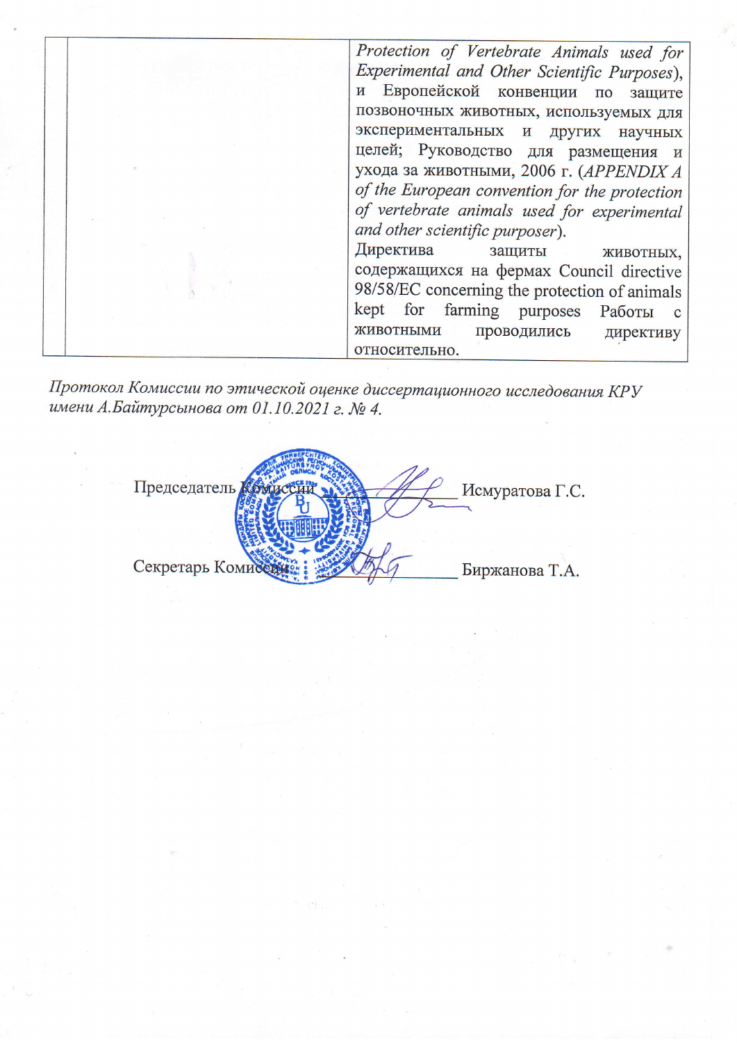| | | |
|---|---|---|
| | | *Protection of Vertebrate Animals used for Experimental and Other Scientific Purposes*), и Европейской конвенции по защите позвоночных животных, используемых для экспериментальных и других научных целей; Руководство для размещения и ухода за животными, 2006 г. (*APPENDIX A of the European convention for the protection of vertebrate animals used for experimental and other scientific purposer*). Директива защиты животных, содержащихся на фермах Council directive 98/58/EC concerning the protection of animals kept for farming purposes Работы с животными проводились директиву относительно. |

*Протокол Комиссии по этической оценке диссертационного исследования КРУ имени А.Байтурсынова от 01.10.2021 г. № 4.*

Председатель Комиссии ____________ Исмуратова Г.С.

Секретарь Комиссии ____________ Биржанова Т.А.